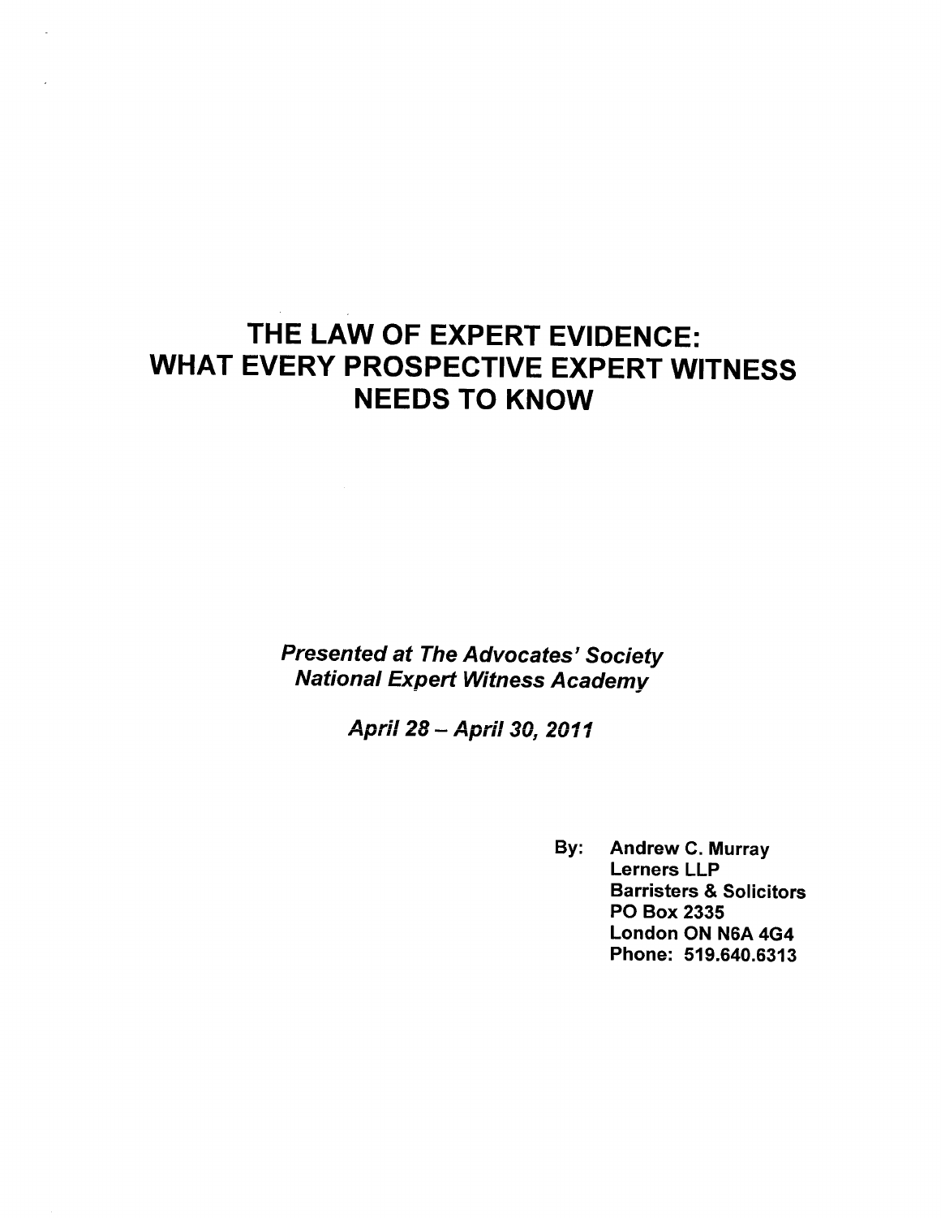# THE LAW OF EXPERT EVIDENCE: WHAT EVERY PROSPECTIVE EXPERT WITNESS NEEDS TO KNOW

***Presented at The Advocates' Society National Expert Witness Academy***

***April 28 – April 30, 2011***

**By: Andrew C. Murray**
**Lerners LLP**
**Barristers & Solicitors**
**PO Box 2335**
**London ON N6A 4G4**
**Phone: 519.640.6313**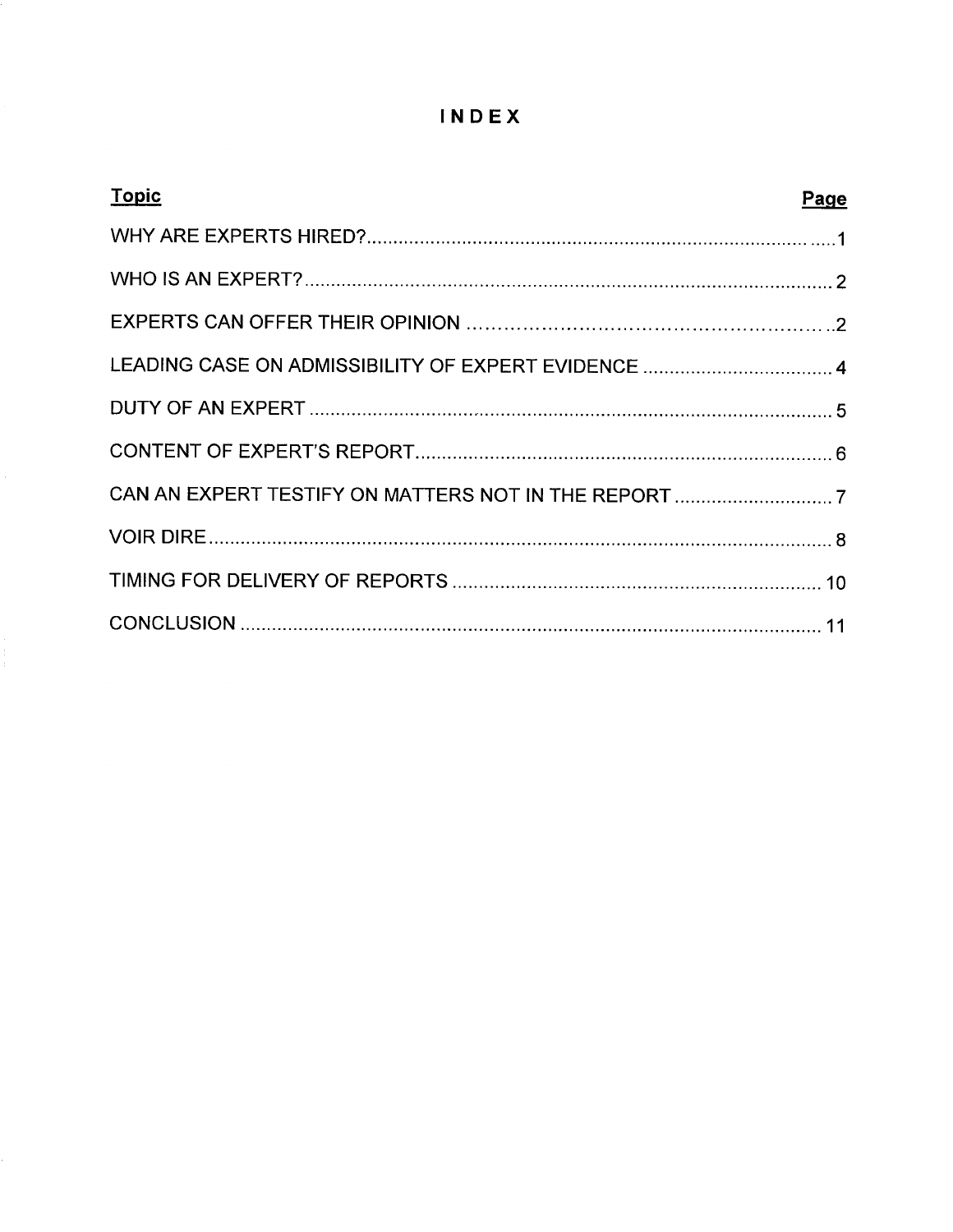# INDEX

| Topic | Page |
| --- | --- |
| WHY ARE EXPERTS HIRED? | 1 |
| WHO IS AN EXPERT? | 2 |
| EXPERTS CAN OFFER THEIR OPINION | 2 |
| LEADING CASE ON ADMISSIBILITY OF EXPERT EVIDENCE | 4 |
| DUTY OF AN EXPERT | 5 |
| CONTENT OF EXPERT'S REPORT | 6 |
| CAN AN EXPERT TESTIFY ON MATTERS NOT IN THE REPORT | 7 |
| VOIR DIRE | 8 |
| TIMING FOR DELIVERY OF REPORTS | 10 |
| CONCLUSION | 11 |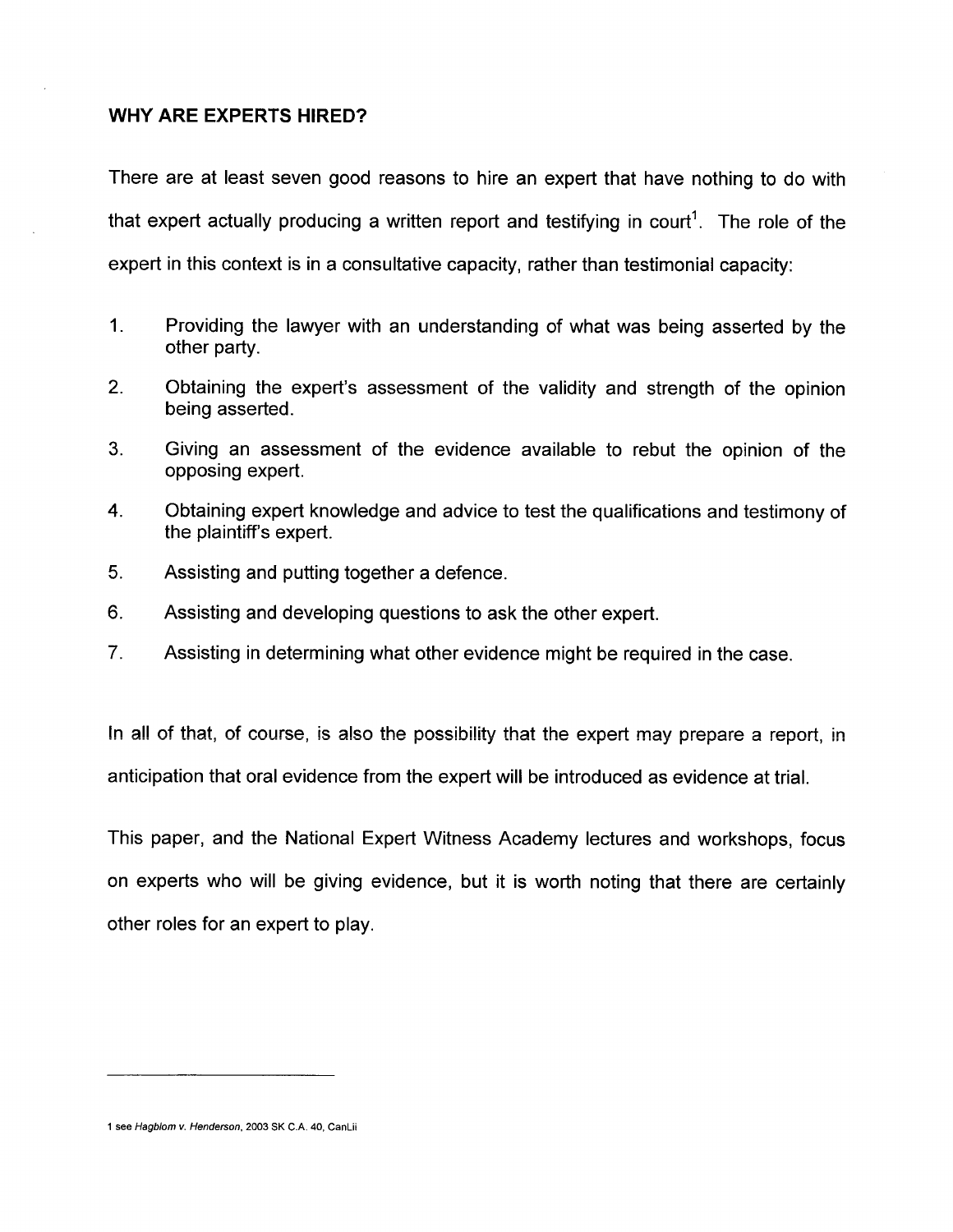## WHY ARE EXPERTS HIRED?

There are at least seven good reasons to hire an expert that have nothing to do with that expert actually producing a written report and testifying in court[1]. The role of the expert in this context is in a consultative capacity, rather than testimonial capacity:

1. Providing the lawyer with an understanding of what was being asserted by the other party.
2. Obtaining the expert's assessment of the validity and strength of the opinion being asserted.
3. Giving an assessment of the evidence available to rebut the opinion of the opposing expert.
4. Obtaining expert knowledge and advice to test the qualifications and testimony of the plaintiff's expert.
5. Assisting and putting together a defence.
6. Assisting and developing questions to ask the other expert.
7. Assisting in determining what other evidence might be required in the case.

In all of that, of course, is also the possibility that the expert may prepare a report, in anticipation that oral evidence from the expert will be introduced as evidence at trial.

This paper, and the National Expert Witness Academy lectures and workshops, focus on experts who will be giving evidence, but it is worth noting that there are certainly other roles for an expert to play.

---

1 see *Hagblom v. Henderson*, 2003 SK C.A. 40, CanLii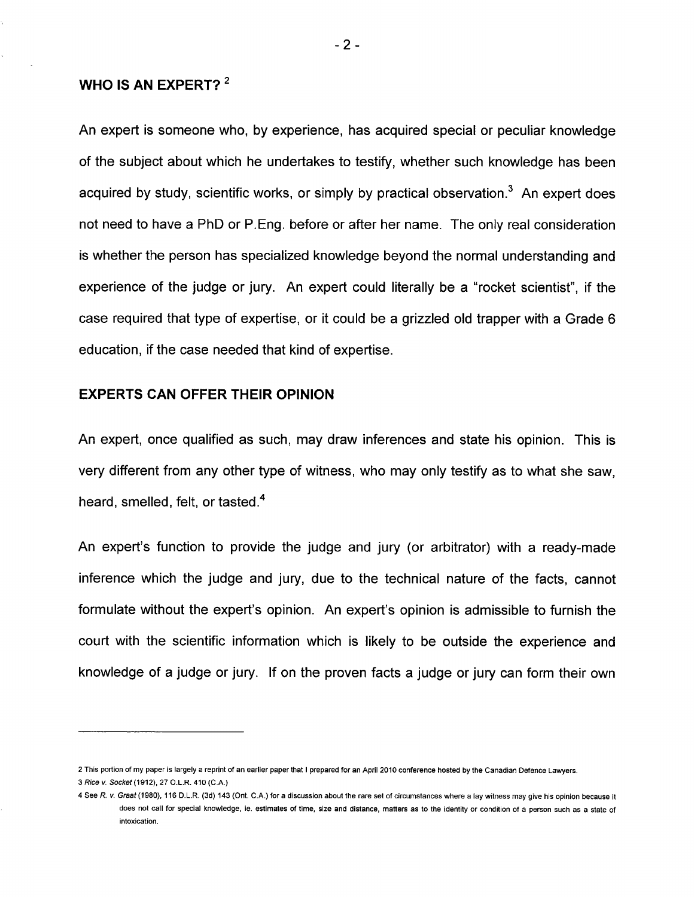## WHO IS AN EXPERT? [2]

An expert is someone who, by experience, has acquired special or peculiar knowledge of the subject about which he undertakes to testify, whether such knowledge has been acquired by study, scientific works, or simply by practical observation.[3] An expert does not need to have a PhD or P.Eng. before or after her name. The only real consideration is whether the person has specialized knowledge beyond the normal understanding and experience of the judge or jury. An expert could literally be a "rocket scientist", if the case required that type of expertise, or it could be a grizzled old trapper with a Grade 6 education, if the case needed that kind of expertise.

## EXPERTS CAN OFFER THEIR OPINION

An expert, once qualified as such, may draw inferences and state his opinion. This is very different from any other type of witness, who may only testify as to what she saw, heard, smelled, felt, or tasted.[4]

An expert's function to provide the judge and jury (or arbitrator) with a ready-made inference which the judge and jury, due to the technical nature of the facts, cannot formulate without the expert's opinion. An expert's opinion is admissible to furnish the court with the scientific information which is likely to be outside the experience and knowledge of a judge or jury. If on the proven facts a judge or jury can form their own

---

2 This portion of my paper is largely a reprint of an earlier paper that I prepared for an April 2010 conference hosted by the Canadian Defence Lawyers.

3 *Rice v. Socket* (1912), 27 O.L.R. 410 (C.A.)

4 See *R. v. Graat* (1980), 116 D.L.R. (3d) 143 (Ont. C.A.) for a discussion about the rare set of circumstances where a lay witness may give his opinion because it does not call for special knowledge, ie. estimates of time, size and distance, matters as to the identity or condition of a person such as a state of intoxication.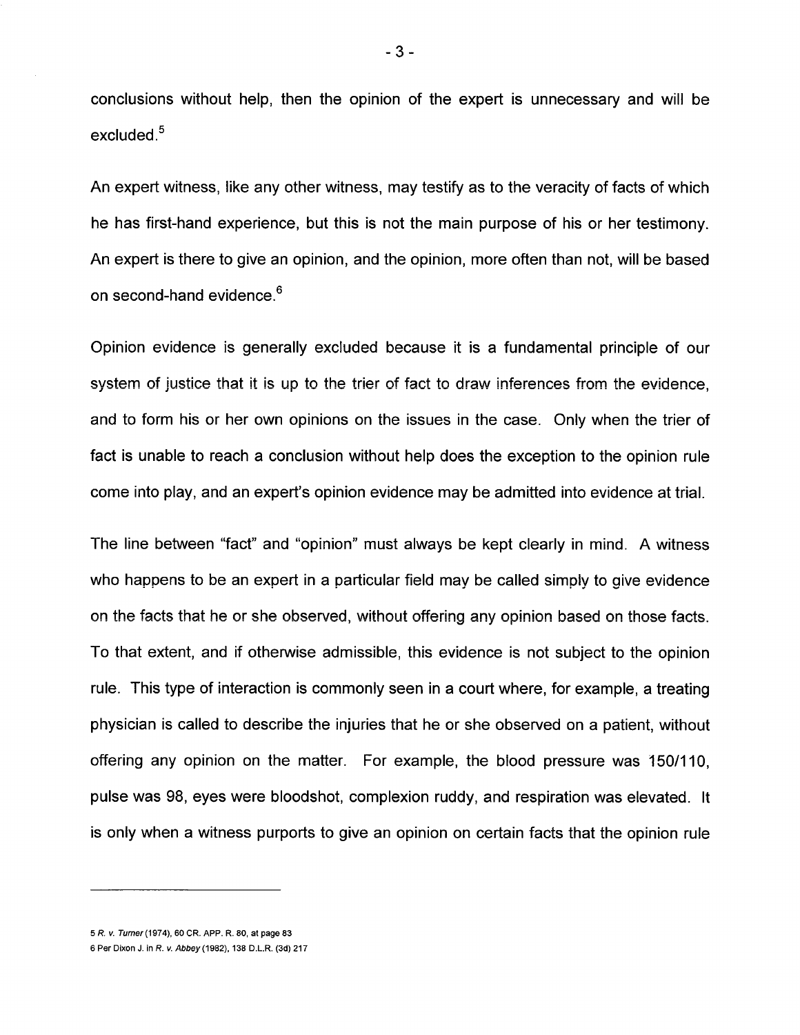conclusions without help, then the opinion of the expert is unnecessary and will be excluded.[5]

An expert witness, like any other witness, may testify as to the veracity of facts of which he has first-hand experience, but this is not the main purpose of his or her testimony. An expert is there to give an opinion, and the opinion, more often than not, will be based on second-hand evidence.[6]

Opinion evidence is generally excluded because it is a fundamental principle of our system of justice that it is up to the trier of fact to draw inferences from the evidence, and to form his or her own opinions on the issues in the case. Only when the trier of fact is unable to reach a conclusion without help does the exception to the opinion rule come into play, and an expert's opinion evidence may be admitted into evidence at trial.

The line between "fact" and "opinion" must always be kept clearly in mind. A witness who happens to be an expert in a particular field may be called simply to give evidence on the facts that he or she observed, without offering any opinion based on those facts. To that extent, and if otherwise admissible, this evidence is not subject to the opinion rule. This type of interaction is commonly seen in a court where, for example, a treating physician is called to describe the injuries that he or she observed on a patient, without offering any opinion on the matter. For example, the blood pressure was 150/110, pulse was 98, eyes were bloodshot, complexion ruddy, and respiration was elevated. It is only when a witness purports to give an opinion on certain facts that the opinion rule

---

5 *R. v. Turner* (1974), 60 CR. APP. R. 80, at page 83

6 Per Dixon J. in *R. v. Abbey* (1982), 138 D.L.R. (3d) 217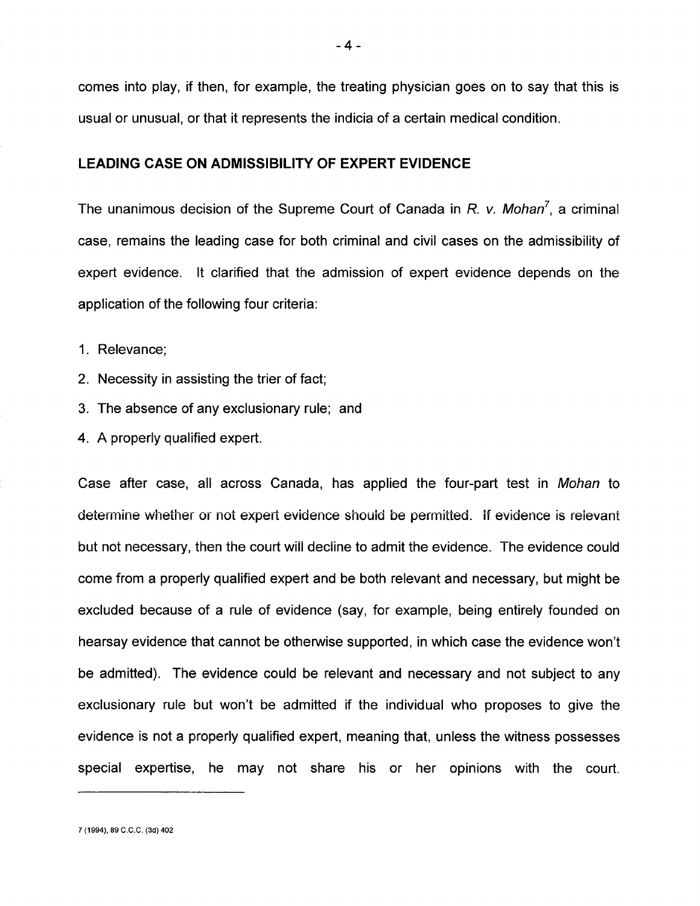comes into play, if then, for example, the treating physician goes on to say that this is usual or unusual, or that it represents the indicia of a certain medical condition.

## LEADING CASE ON ADMISSIBILITY OF EXPERT EVIDENCE

The unanimous decision of the Supreme Court of Canada in *R. v. Mohan*[7], a criminal case, remains the leading case for both criminal and civil cases on the admissibility of expert evidence. It clarified that the admission of expert evidence depends on the application of the following four criteria:

1. Relevance;
2. Necessity in assisting the trier of fact;
3. The absence of any exclusionary rule; and
4. A properly qualified expert.

Case after case, all across Canada, has applied the four-part test in *Mohan* to determine whether or not expert evidence should be permitted. If evidence is relevant but not necessary, then the court will decline to admit the evidence. The evidence could come from a properly qualified expert and be both relevant and necessary, but might be excluded because of a rule of evidence (say, for example, being entirely founded on hearsay evidence that cannot be otherwise supported, in which case the evidence won't be admitted). The evidence could be relevant and necessary and not subject to any exclusionary rule but won't be admitted if the individual who proposes to give the evidence is not a properly qualified expert, meaning that, unless the witness possesses special expertise, he may not share his or her opinions with the court.

---

7 (1994), 89 C.C.C. (3d) 402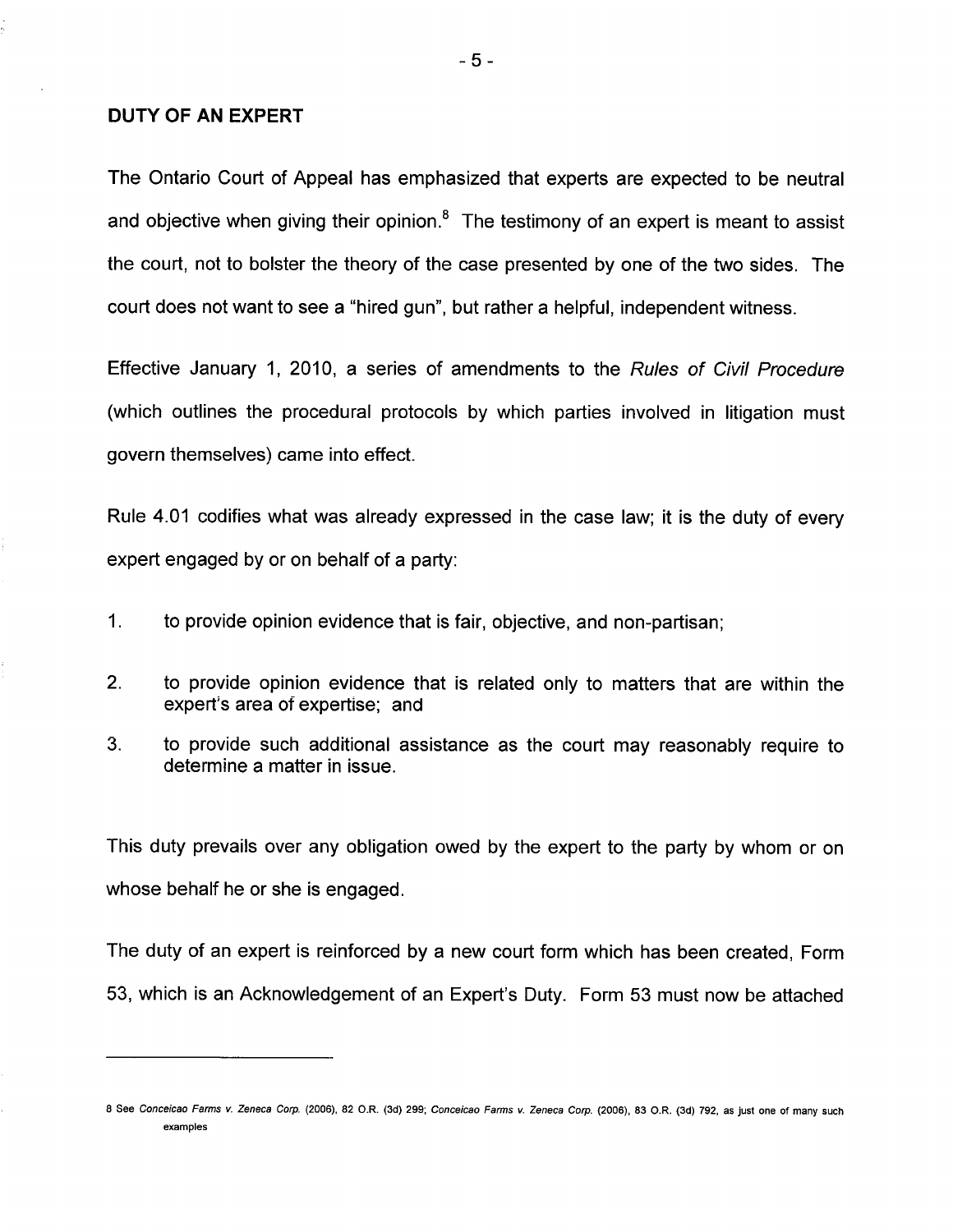## DUTY OF AN EXPERT

The Ontario Court of Appeal has emphasized that experts are expected to be neutral and objective when giving their opinion.[8] The testimony of an expert is meant to assist the court, not to bolster the theory of the case presented by one of the two sides. The court does not want to see a "hired gun", but rather a helpful, independent witness.

Effective January 1, 2010, a series of amendments to the *Rules of Civil Procedure* (which outlines the procedural protocols by which parties involved in litigation must govern themselves) came into effect.

Rule 4.01 codifies what was already expressed in the case law; it is the duty of every expert engaged by or on behalf of a party:

1. to provide opinion evidence that is fair, objective, and non-partisan;
2. to provide opinion evidence that is related only to matters that are within the expert's area of expertise; and
3. to provide such additional assistance as the court may reasonably require to determine a matter in issue.

This duty prevails over any obligation owed by the expert to the party by whom or on whose behalf he or she is engaged.

The duty of an expert is reinforced by a new court form which has been created, Form 53, which is an Acknowledgement of an Expert's Duty. Form 53 must now be attached

---

8 See *Conceicao Farms v. Zeneca Corp.* (2006), 82 O.R. (3d) 299; *Conceicao Farms v. Zeneca Corp.* (2006), 83 O.R. (3d) 792, as just one of many such examples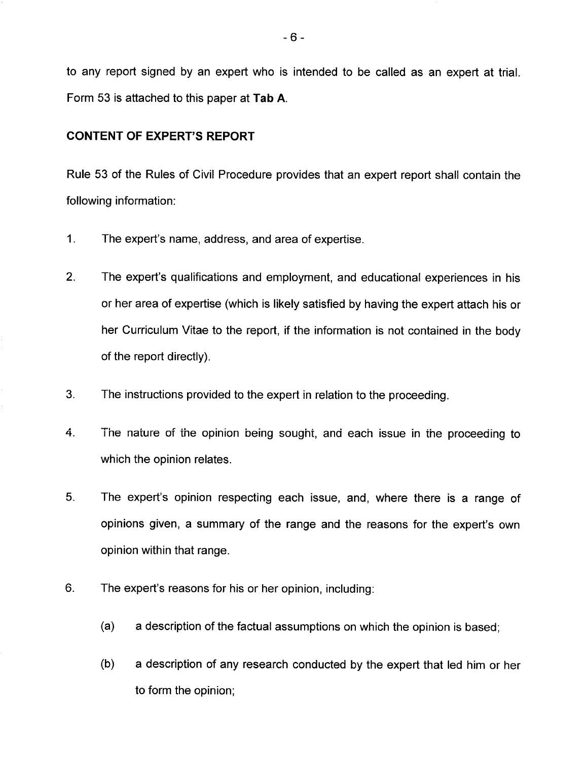to any report signed by an expert who is intended to be called as an expert at trial. Form 53 is attached to this paper at **Tab A**.

## CONTENT OF EXPERT'S REPORT

Rule 53 of the Rules of Civil Procedure provides that an expert report shall contain the following information:

1. The expert's name, address, and area of expertise.

2. The expert's qualifications and employment, and educational experiences in his or her area of expertise (which is likely satisfied by having the expert attach his or her Curriculum Vitae to the report, if the information is not contained in the body of the report directly).

3. The instructions provided to the expert in relation to the proceeding.

4. The nature of the opinion being sought, and each issue in the proceeding to which the opinion relates.

5. The expert's opinion respecting each issue, and, where there is a range of opinions given, a summary of the range and the reasons for the expert's own opinion within that range.

6. The expert's reasons for his or her opinion, including:

   (a) a description of the factual assumptions on which the opinion is based;

   (b) a description of any research conducted by the expert that led him or her to form the opinion;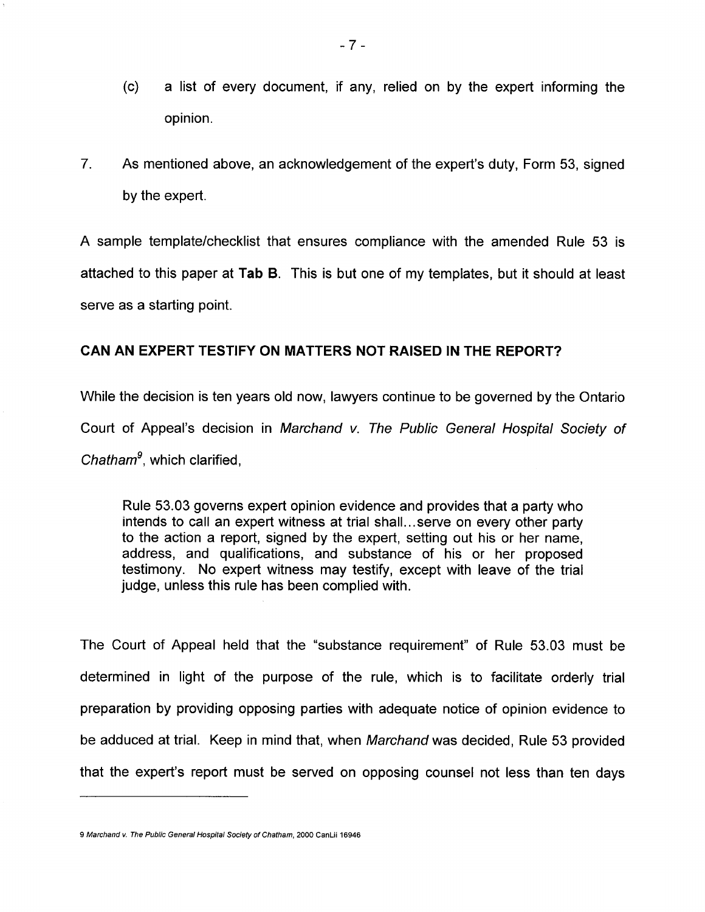(c) a list of every document, if any, relied on by the expert informing the opinion.

7. As mentioned above, an acknowledgement of the expert's duty, Form 53, signed by the expert.

A sample template/checklist that ensures compliance with the amended Rule 53 is attached to this paper at **Tab B**. This is but one of my templates, but it should at least serve as a starting point.

**CAN AN EXPERT TESTIFY ON MATTERS NOT RAISED IN THE REPORT?**

While the decision is ten years old now, lawyers continue to be governed by the Ontario Court of Appeal's decision in *Marchand v. The Public General Hospital Society of Chatham*[9], which clarified,

> Rule 53.03 governs expert opinion evidence and provides that a party who intends to call an expert witness at trial shall...serve on every other party to the action a report, signed by the expert, setting out his or her name, address, and qualifications, and substance of his or her proposed testimony. No expert witness may testify, except with leave of the trial judge, unless this rule has been complied with.

The Court of Appeal held that the "substance requirement" of Rule 53.03 must be determined in light of the purpose of the rule, which is to facilitate orderly trial preparation by providing opposing parties with adequate notice of opinion evidence to be adduced at trial. Keep in mind that, when *Marchand* was decided, Rule 53 provided that the expert's report must be served on opposing counsel not less than ten days

---

9 *Marchand v. The Public General Hospital Society of Chatham*, 2000 CanLii 16946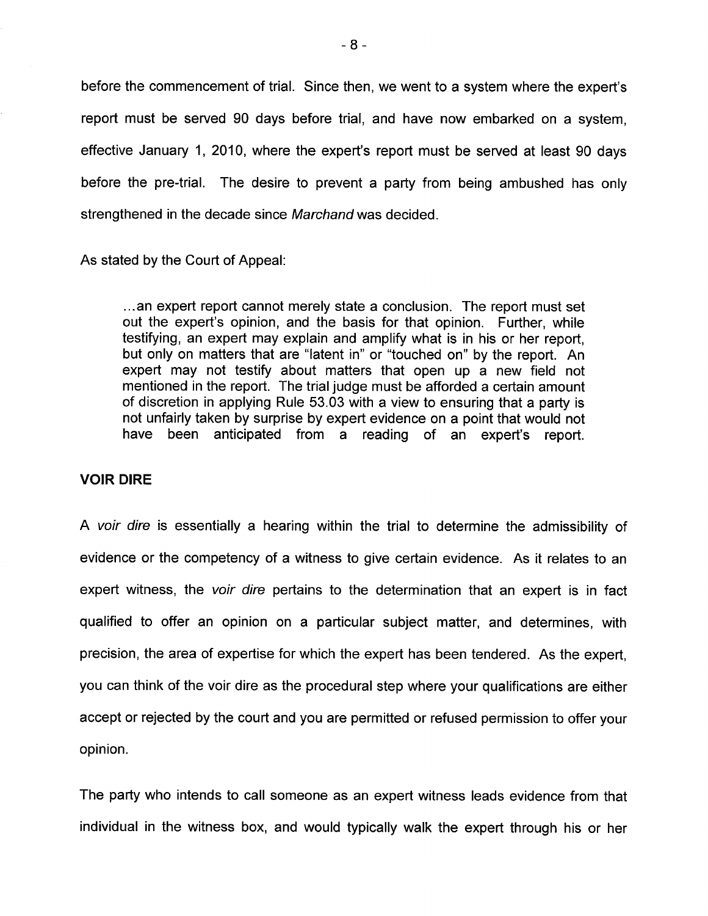before the commencement of trial. Since then, we went to a system where the expert's report must be served 90 days before trial, and have now embarked on a system, effective January 1, 2010, where the expert's report must be served at least 90 days before the pre-trial. The desire to prevent a party from being ambushed has only strengthened in the decade since *Marchand* was decided.

As stated by the Court of Appeal:

> ...an expert report cannot merely state a conclusion. The report must set out the expert's opinion, and the basis for that opinion. Further, while testifying, an expert may explain and amplify what is in his or her report, but only on matters that are "latent in" or "touched on" by the report. An expert may not testify about matters that open up a new field not mentioned in the report. The trial judge must be afforded a certain amount of discretion in applying Rule 53.03 with a view to ensuring that a party is not unfairly taken by surprise by expert evidence on a point that would not have been anticipated from a reading of an expert's report.

## VOIR DIRE

A *voir dire* is essentially a hearing within the trial to determine the admissibility of evidence or the competency of a witness to give certain evidence. As it relates to an expert witness, the *voir dire* pertains to the determination that an expert is in fact qualified to offer an opinion on a particular subject matter, and determines, with precision, the area of expertise for which the expert has been tendered. As the expert, you can think of the voir dire as the procedural step where your qualifications are either accept or rejected by the court and you are permitted or refused permission to offer your opinion.

The party who intends to call someone as an expert witness leads evidence from that individual in the witness box, and would typically walk the expert through his or her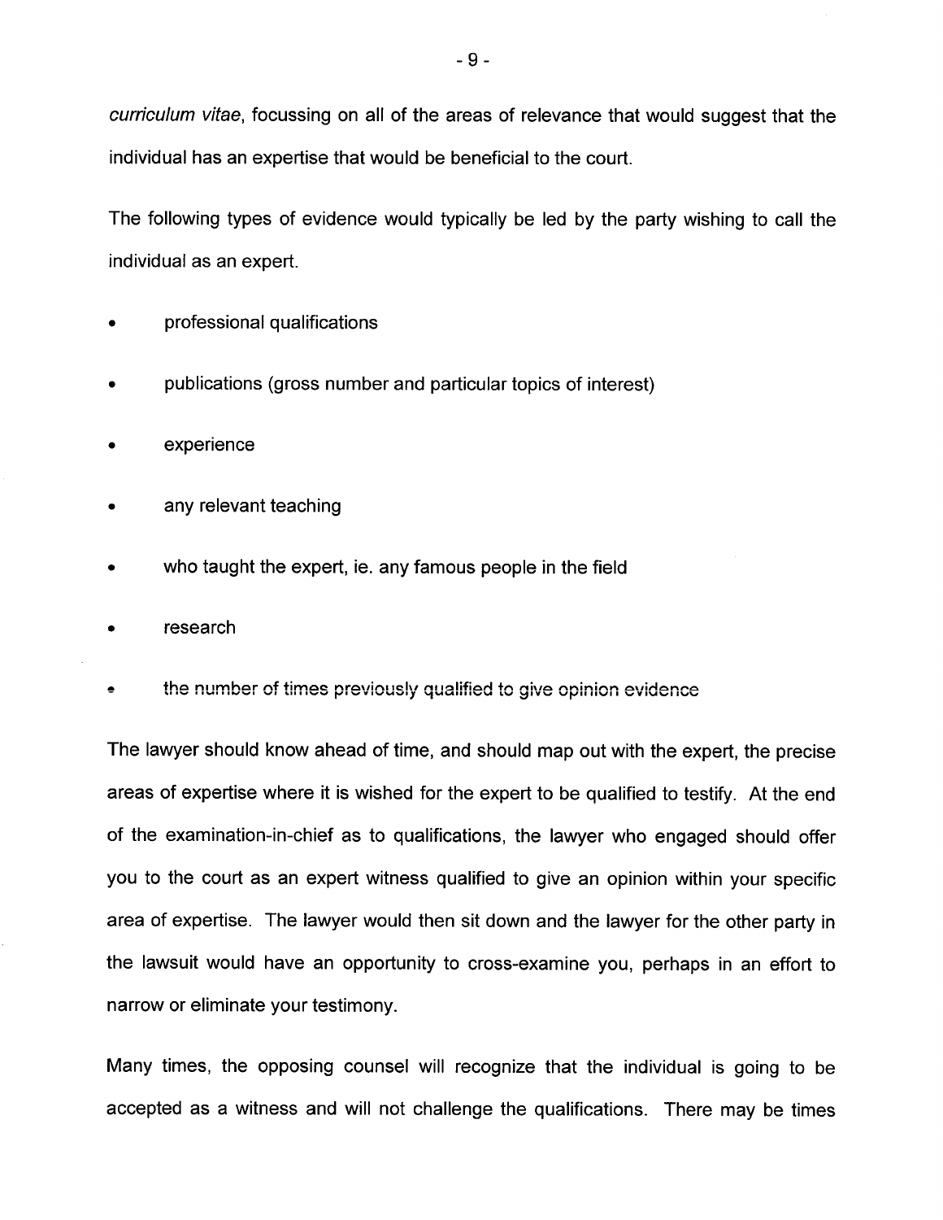*curriculum vitae*, focussing on all of the areas of relevance that would suggest that the individual has an expertise that would be beneficial to the court.

The following types of evidence would typically be led by the party wishing to call the individual as an expert.

- professional qualifications
- publications (gross number and particular topics of interest)
- experience
- any relevant teaching
- who taught the expert, ie. any famous people in the field
- research
- the number of times previously qualified to give opinion evidence

The lawyer should know ahead of time, and should map out with the expert, the precise areas of expertise where it is wished for the expert to be qualified to testify. At the end of the examination-in-chief as to qualifications, the lawyer who engaged should offer you to the court as an expert witness qualified to give an opinion within your specific area of expertise. The lawyer would then sit down and the lawyer for the other party in the lawsuit would have an opportunity to cross-examine you, perhaps in an effort to narrow or eliminate your testimony.

Many times, the opposing counsel will recognize that the individual is going to be accepted as a witness and will not challenge the qualifications. There may be times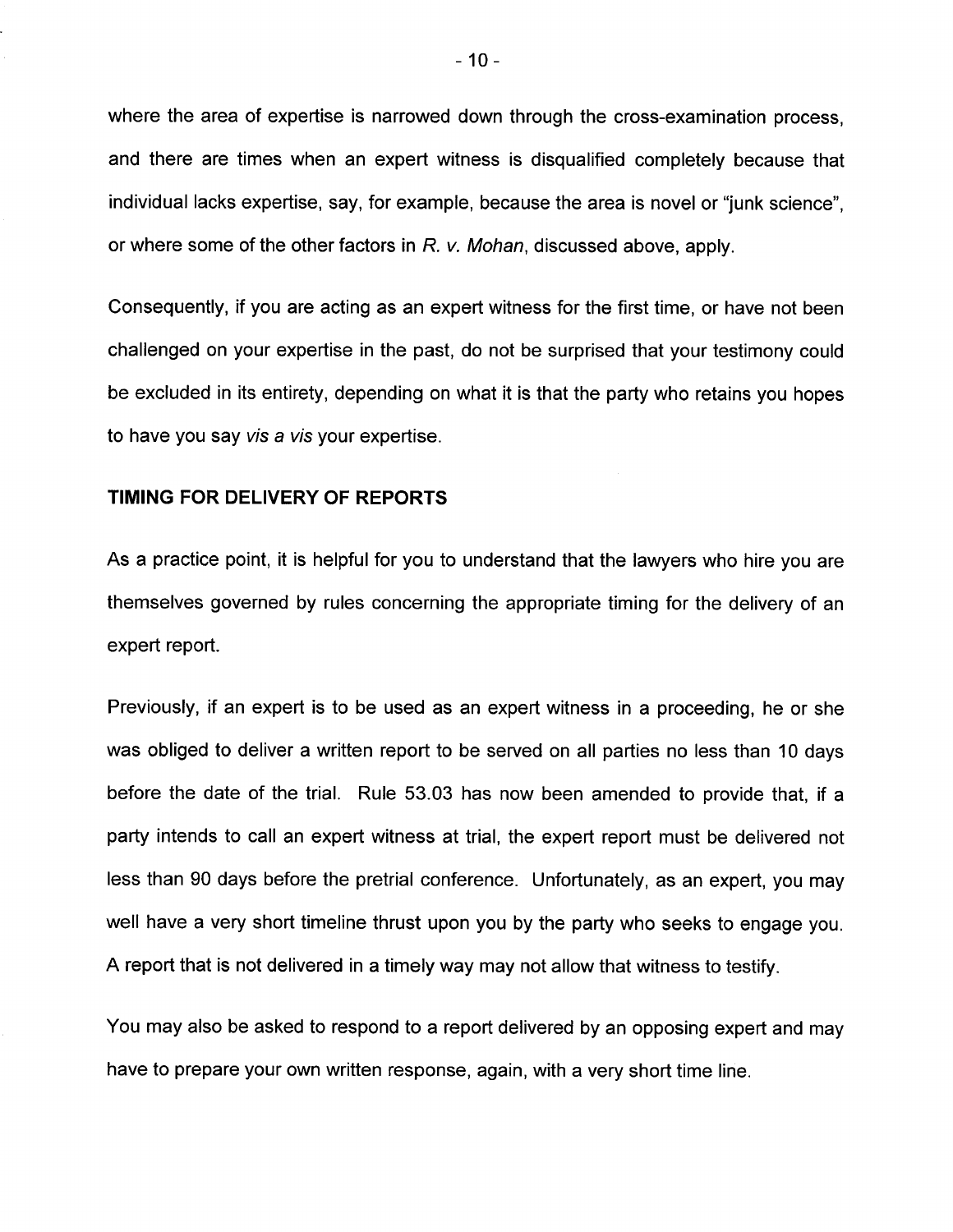where the area of expertise is narrowed down through the cross-examination process, and there are times when an expert witness is disqualified completely because that individual lacks expertise, say, for example, because the area is novel or "junk science", or where some of the other factors in *R. v. Mohan*, discussed above, apply.

Consequently, if you are acting as an expert witness for the first time, or have not been challenged on your expertise in the past, do not be surprised that your testimony could be excluded in its entirety, depending on what it is that the party who retains you hopes to have you say *vis a vis* your expertise.

**TIMING FOR DELIVERY OF REPORTS**

As a practice point, it is helpful for you to understand that the lawyers who hire you are themselves governed by rules concerning the appropriate timing for the delivery of an expert report.

Previously, if an expert is to be used as an expert witness in a proceeding, he or she was obliged to deliver a written report to be served on all parties no less than 10 days before the date of the trial. Rule 53.03 has now been amended to provide that, if a party intends to call an expert witness at trial, the expert report must be delivered not less than 90 days before the pretrial conference. Unfortunately, as an expert, you may well have a very short timeline thrust upon you by the party who seeks to engage you. A report that is not delivered in a timely way may not allow that witness to testify.

You may also be asked to respond to a report delivered by an opposing expert and may have to prepare your own written response, again, with a very short time line.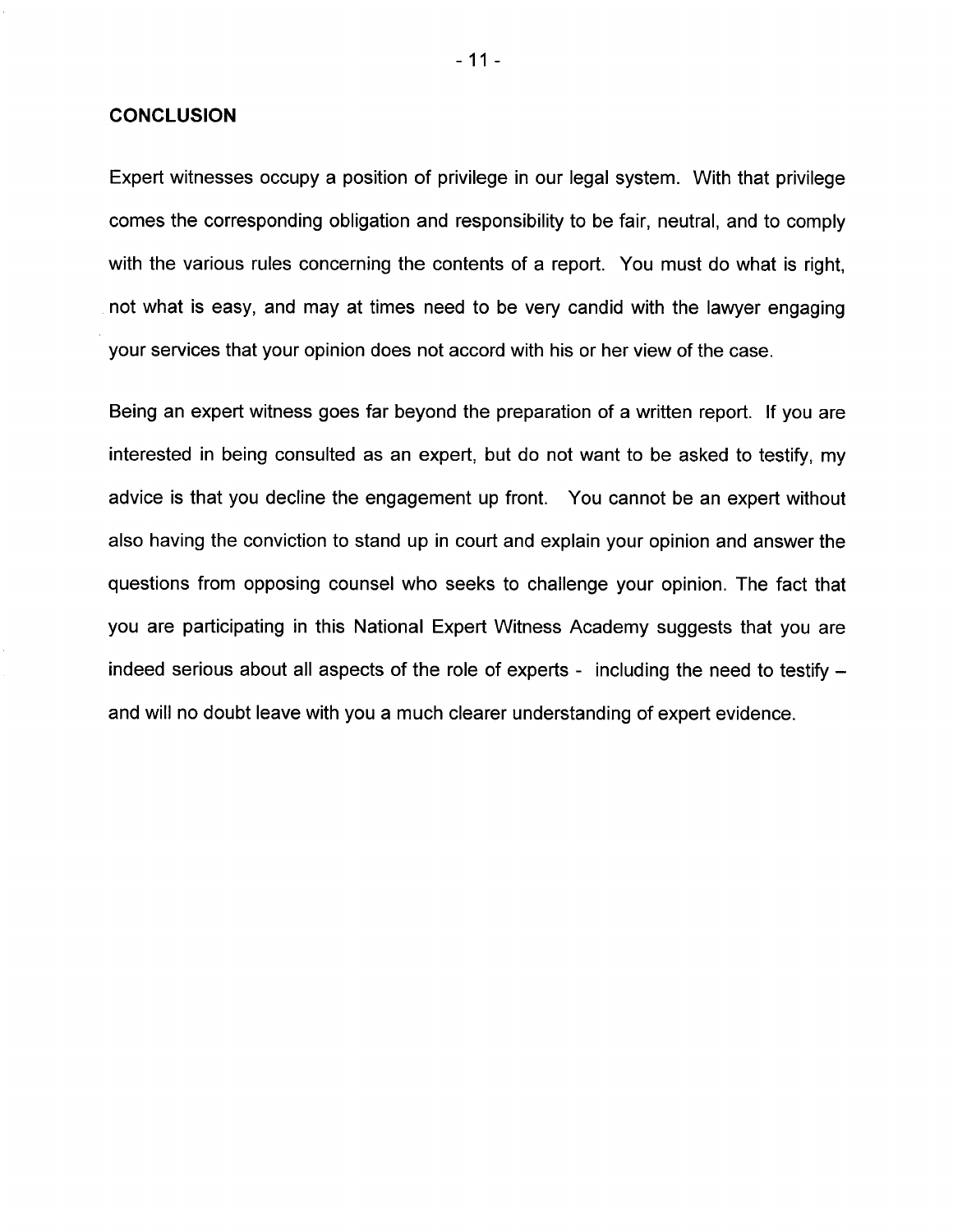## CONCLUSION

Expert witnesses occupy a position of privilege in our legal system. With that privilege comes the corresponding obligation and responsibility to be fair, neutral, and to comply with the various rules concerning the contents of a report. You must do what is right, not what is easy, and may at times need to be very candid with the lawyer engaging your services that your opinion does not accord with his or her view of the case.

Being an expert witness goes far beyond the preparation of a written report. If you are interested in being consulted as an expert, but do not want to be asked to testify, my advice is that you decline the engagement up front. You cannot be an expert without also having the conviction to stand up in court and explain your opinion and answer the questions from opposing counsel who seeks to challenge your opinion. The fact that you are participating in this National Expert Witness Academy suggests that you are indeed serious about all aspects of the role of experts - including the need to testify – and will no doubt leave with you a much clearer understanding of expert evidence.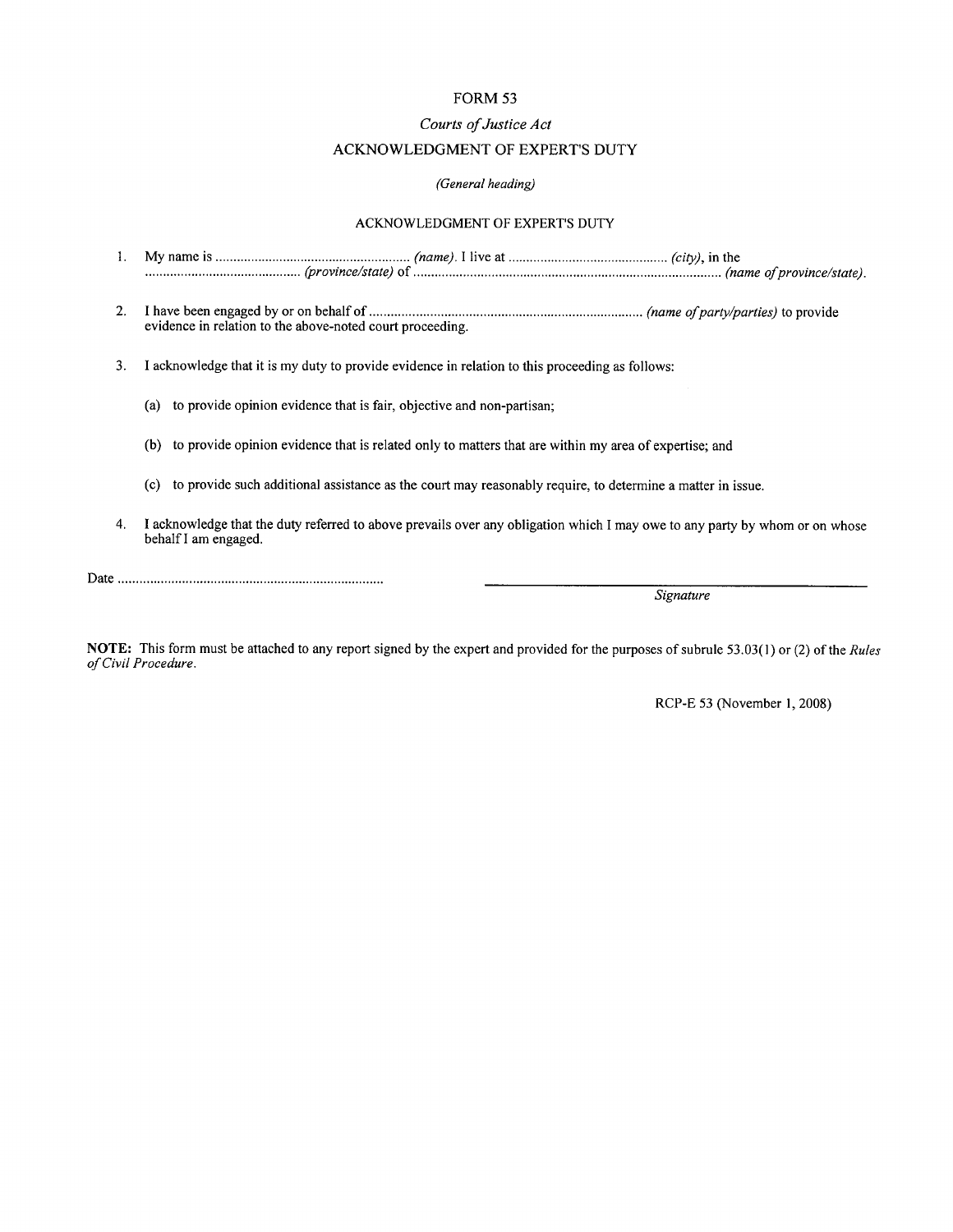# FORM 53

*Courts of Justice Act*

## ACKNOWLEDGMENT OF EXPERT'S DUTY

*(General heading)*

### ACKNOWLEDGMENT OF EXPERT'S DUTY

1. My name is ........................................................ *(name)*. I live at ............................................. *(city)*, in the ............................................ *(province/state)* of ...................................................................................... *(name of province/state)*.

2. I have been engaged by or on behalf of ............................................................................ *(name of party/parties)* to provide evidence in relation to the above-noted court proceeding.

3. I acknowledge that it is my duty to provide evidence in relation to this proceeding as follows:

   (a) to provide opinion evidence that is fair, objective and non-partisan;

   (b) to provide opinion evidence that is related only to matters that are within my area of expertise; and

   (c) to provide such additional assistance as the court may reasonably require, to determine a matter in issue.

4. I acknowledge that the duty referred to above prevails over any obligation which I may owe to any party by whom or on whose behalf I am engaged.

Date ...........................................................................

_______________________________________
*Signature*

**NOTE:** This form must be attached to any report signed by the expert and provided for the purposes of subrule 53.03(1) or (2) of the *Rules of Civil Procedure*.

RCP-E 53 (November 1, 2008)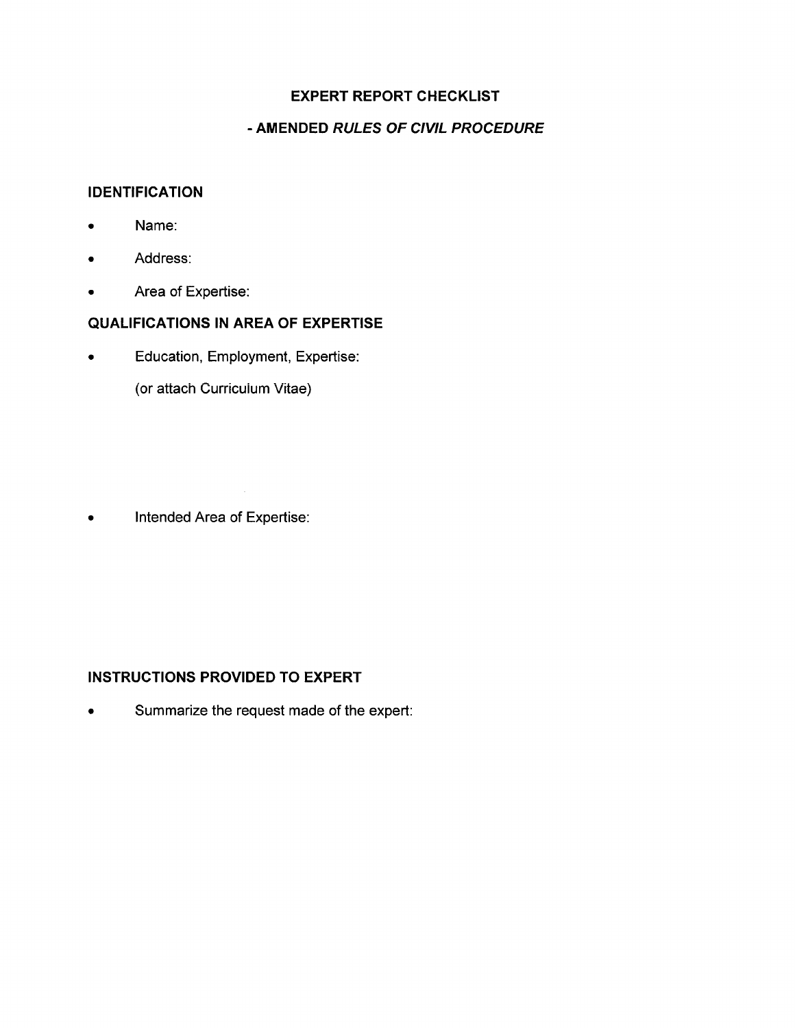# EXPERT REPORT CHECKLIST

## - AMENDED *RULES OF CIVIL PROCEDURE*

### IDENTIFICATION

- Name:
- Address:
- Area of Expertise:

### QUALIFICATIONS IN AREA OF EXPERTISE

- Education, Employment, Expertise:

  (or attach Curriculum Vitae)

- Intended Area of Expertise:

### INSTRUCTIONS PROVIDED TO EXPERT

- Summarize the request made of the expert: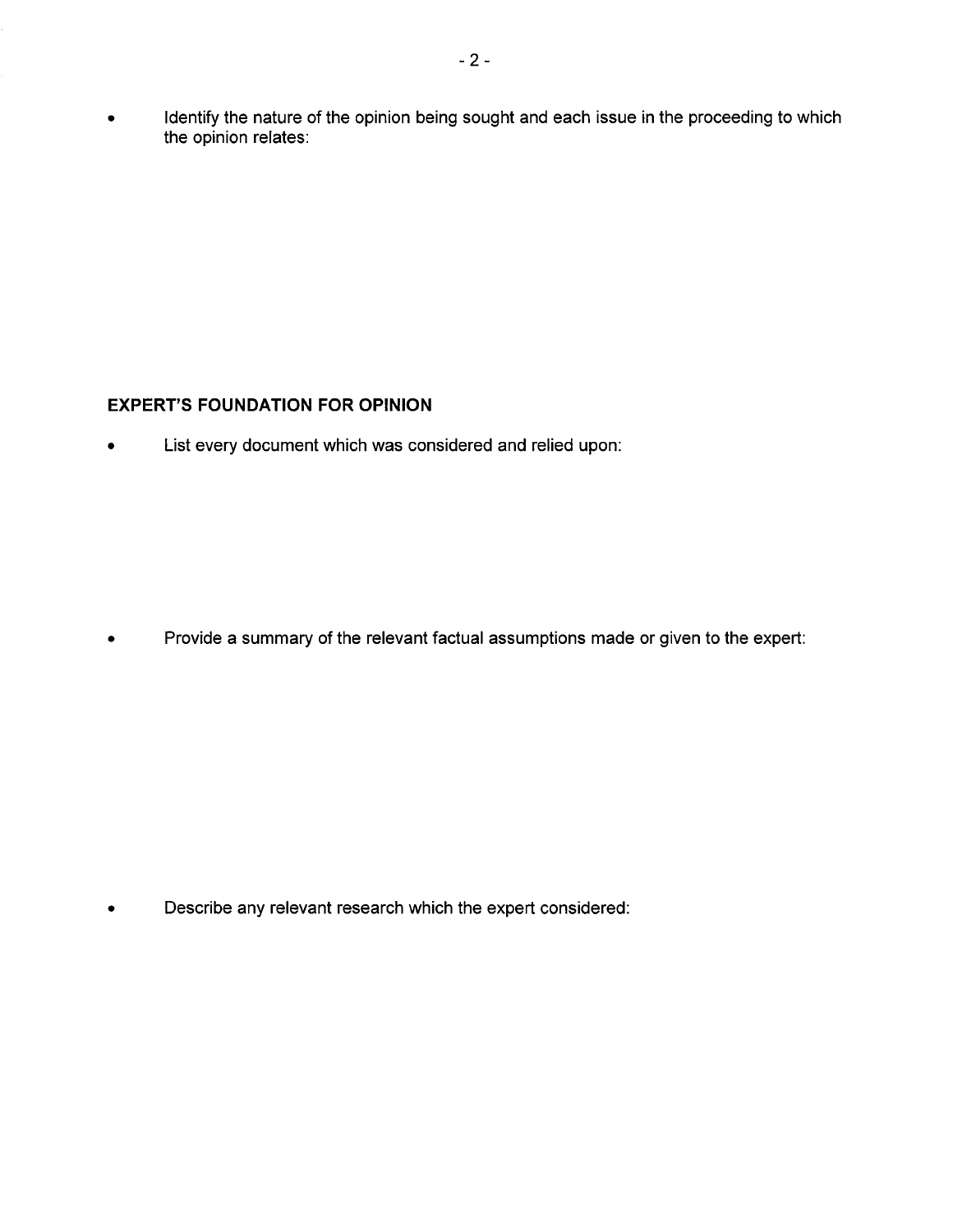- Identify the nature of the opinion being sought and each issue in the proceeding to which the opinion relates:

**EXPERT'S FOUNDATION FOR OPINION**

- List every document which was considered and relied upon:

- Provide a summary of the relevant factual assumptions made or given to the expert:

- Describe any relevant research which the expert considered: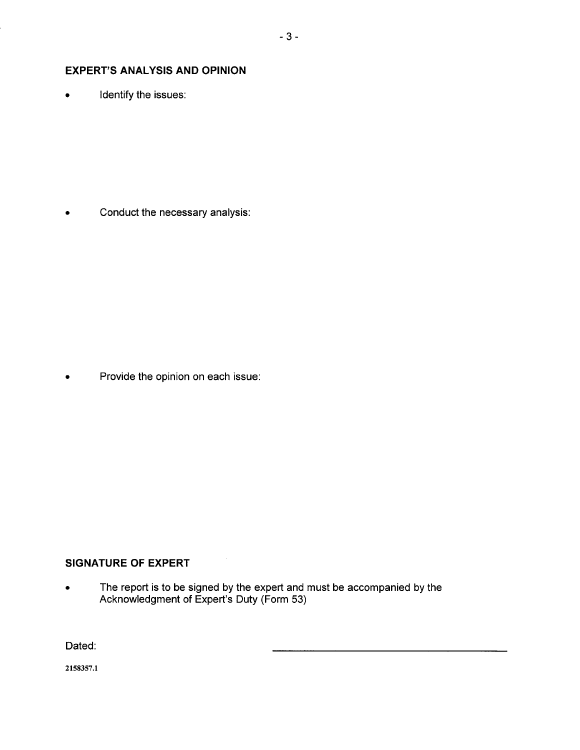## EXPERT'S ANALYSIS AND OPINION

- Identify the issues:

- Conduct the necessary analysis:

- Provide the opinion on each issue:

## SIGNATURE OF EXPERT

- The report is to be signed by the expert and must be accompanied by the Acknowledgment of Expert's Duty (Form 53)

Dated: \_\_\_\_\_\_\_\_\_\_\_\_\_\_\_\_\_\_\_\_\_\_\_\_\_\_\_\_\_\_\_\_\_\_\_\_\_\_\_\_

2158357.1